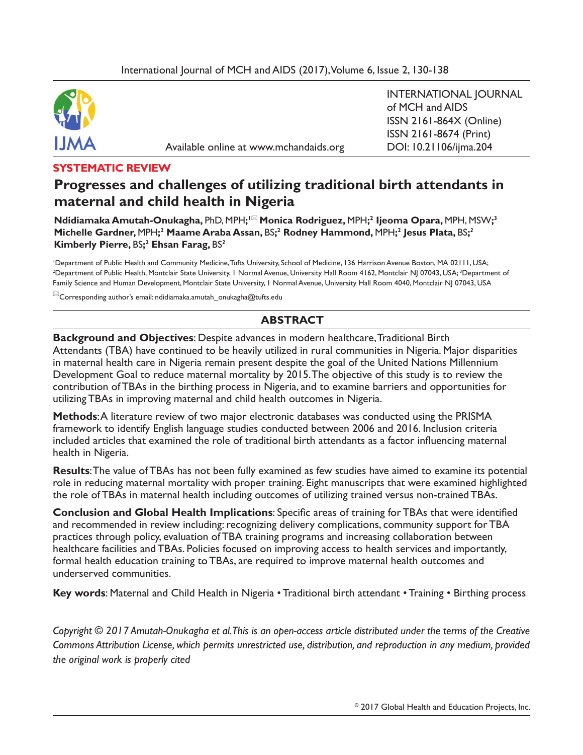INTERNATIONAL JOURNAL of MCH and AIDS
ISSN 2161-864X (Online)
ISSN 2161-8674 (Print)
DOI: 10.21106/ijma.204

Available online at www.mchandaids.org

**SYSTEMATIC REVIEW**

# Progresses and challenges of utilizing traditional birth attendants in maternal and child health in Nigeria

**Ndidiamaka Amutah-Onukagha,** PhD, MPH;[1] **Monica Rodriguez,** MPH;[2] **Ijeoma Opara,** MPH, MSW;[3] **Michelle Gardner,** MPH;[2] **Maame Araba Assan,** BS;[2] **Rodney Hammond,** MPH;[2] **Jesus Plata,** BS;[2] **Kimberly Pierre,** BS;[2] **Ehsan Farag,** BS[2]

[1]Department of Public Health and Community Medicine, Tufts University, School of Medicine, 136 Harrison Avenue Boston, MA 02111, USA; [2]Department of Public Health, Montclair State University, 1 Normal Avenue, University Hall Room 4162, Montclair NJ 07043, USA; [3]Department of Family Science and Human Development, Montclair State University, 1 Normal Avenue, University Hall Room 4040, Montclair NJ 07043, USA

Corresponding author's email: ndidiamaka.amutah_onukagha@tufts.edu

## ABSTRACT

**Background and Objectives**: Despite advances in modern healthcare, Traditional Birth Attendants (TBA) have continued to be heavily utilized in rural communities in Nigeria. Major disparities in maternal health care in Nigeria remain present despite the goal of the United Nations Millennium Development Goal to reduce maternal mortality by 2015. The objective of this study is to review the contribution of TBAs in the birthing process in Nigeria, and to examine barriers and opportunities for utilizing TBAs in improving maternal and child health outcomes in Nigeria.

**Methods**: A literature review of two major electronic databases was conducted using the PRISMA framework to identify English language studies conducted between 2006 and 2016. Inclusion criteria included articles that examined the role of traditional birth attendants as a factor influencing maternal health in Nigeria.

**Results**: The value of TBAs has not been fully examined as few studies have aimed to examine its potential role in reducing maternal mortality with proper training. Eight manuscripts that were examined highlighted the role of TBAs in maternal health including outcomes of utilizing trained versus non-trained TBAs.

**Conclusion and Global Health Implications**: Specific areas of training for TBAs that were identified and recommended in review including: recognizing delivery complications, community support for TBA practices through policy, evaluation of TBA training programs and increasing collaboration between healthcare facilities and TBAs. Policies focused on improving access to health services and importantly, formal health education training to TBAs, are required to improve maternal health outcomes and underserved communities.

**Key words**: Maternal and Child Health in Nigeria • Traditional birth attendant • Training • Birthing process

*Copyright © 2017 Amutah-Onukagha et al. This is an open-access article distributed under the terms of the Creative Commons Attribution License, which permits unrestricted use, distribution, and reproduction in any medium, provided the original work is properly cited*

© 2017 Global Health and Education Projects, Inc.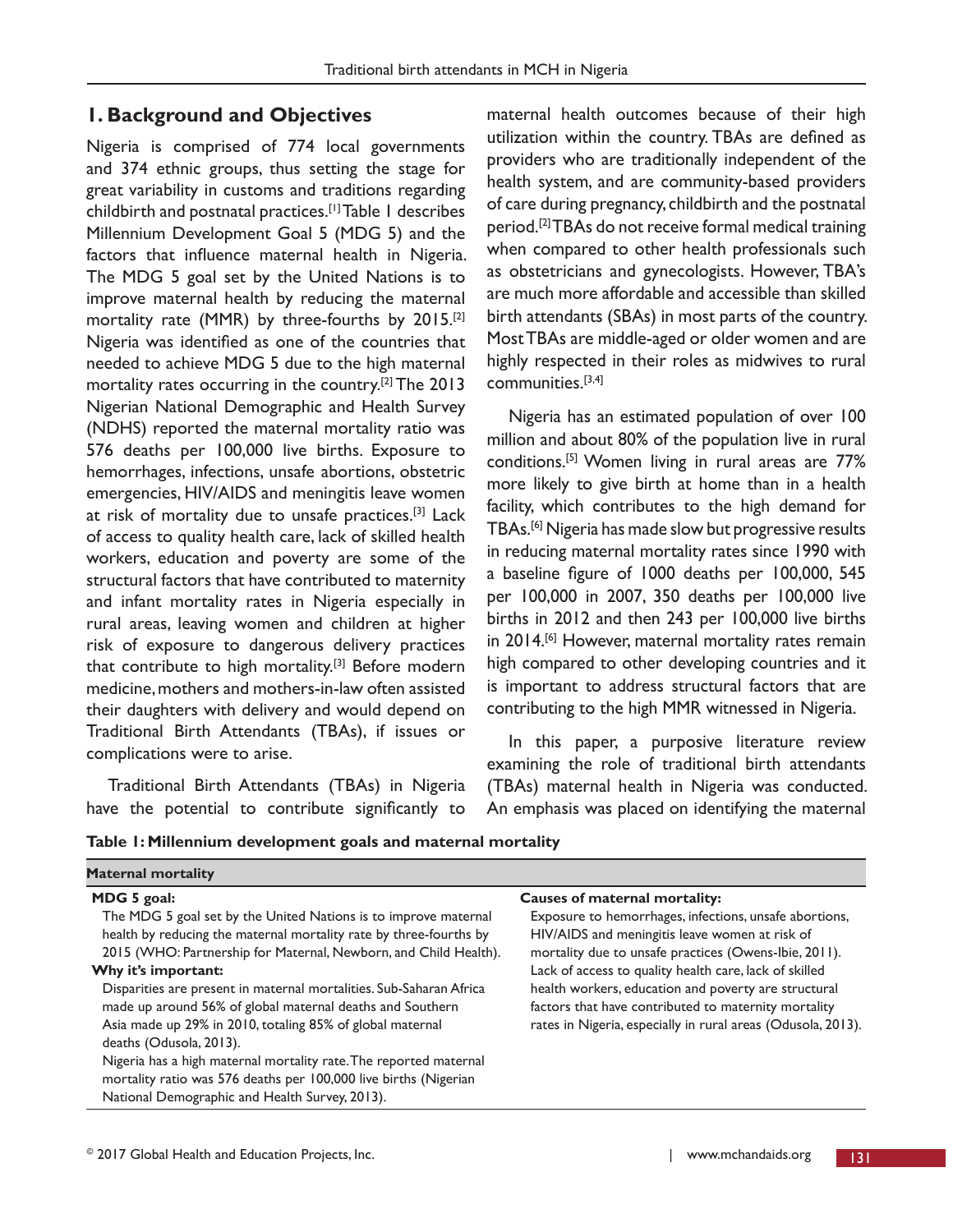## 1. Background and Objectives

Nigeria is comprised of 774 local governments and 374 ethnic groups, thus setting the stage for great variability in customs and traditions regarding childbirth and postnatal practices.[1] Table 1 describes Millennium Development Goal 5 (MDG 5) and the factors that influence maternal health in Nigeria. The MDG 5 goal set by the United Nations is to improve maternal health by reducing the maternal mortality rate (MMR) by three-fourths by 2015.[2] Nigeria was identified as one of the countries that needed to achieve MDG 5 due to the high maternal mortality rates occurring in the country.[2] The 2013 Nigerian National Demographic and Health Survey (NDHS) reported the maternal mortality ratio was 576 deaths per 100,000 live births. Exposure to hemorrhages, infections, unsafe abortions, obstetric emergencies, HIV/AIDS and meningitis leave women at risk of mortality due to unsafe practices.[3] Lack of access to quality health care, lack of skilled health workers, education and poverty are some of the structural factors that have contributed to maternity and infant mortality rates in Nigeria especially in rural areas, leaving women and children at higher risk of exposure to dangerous delivery practices that contribute to high mortality.[3] Before modern medicine, mothers and mothers-in-law often assisted their daughters with delivery and would depend on Traditional Birth Attendants (TBAs), if issues or complications were to arise.

Traditional Birth Attendants (TBAs) in Nigeria have the potential to contribute significantly to maternal health outcomes because of their high utilization within the country. TBAs are defined as providers who are traditionally independent of the health system, and are community-based providers of care during pregnancy, childbirth and the postnatal period.[2] TBAs do not receive formal medical training when compared to other health professionals such as obstetricians and gynecologists. However, TBA's are much more affordable and accessible than skilled birth attendants (SBAs) in most parts of the country. Most TBAs are middle-aged or older women and are highly respected in their roles as midwives to rural communities.[3,4]

Nigeria has an estimated population of over 100 million and about 80% of the population live in rural conditions.[5] Women living in rural areas are 77% more likely to give birth at home than in a health facility, which contributes to the high demand for TBAs.[6] Nigeria has made slow but progressive results in reducing maternal mortality rates since 1990 with a baseline figure of 1000 deaths per 100,000, 545 per 100,000 in 2007, 350 deaths per 100,000 live births in 2012 and then 243 per 100,000 live births in 2014.[6] However, maternal mortality rates remain high compared to other developing countries and it is important to address structural factors that are contributing to the high MMR witnessed in Nigeria.

In this paper, a purposive literature review examining the role of traditional birth attendants (TBAs) maternal health in Nigeria was conducted. An emphasis was placed on identifying the maternal

**Table 1: Millennium development goals and maternal mortality**

| Maternal mortality | |
|---|---|
| **MDG 5 goal:**<br>The MDG 5 goal set by the United Nations is to improve maternal health by reducing the maternal mortality rate by three-fourths by 2015 (WHO: Partnership for Maternal, Newborn, and Child Health).<br>**Why it's important:**<br>Disparities are present in maternal mortalities. Sub-Saharan Africa made up around 56% of global maternal deaths and Southern Asia made up 29% in 2010, totaling 85% of global maternal deaths (Odusola, 2013).<br>Nigeria has a high maternal mortality rate. The reported maternal mortality ratio was 576 deaths per 100,000 live births (Nigerian National Demographic and Health Survey, 2013). | **Causes of maternal mortality:**<br>Exposure to hemorrhages, infections, unsafe abortions, HIV/AIDS and meningitis leave women at risk of mortality due to unsafe practices (Owens-Ibie, 2011).<br>Lack of access to quality health care, lack of skilled health workers, education and poverty are structural factors that have contributed to maternity mortality rates in Nigeria, especially in rural areas (Odusola, 2013). |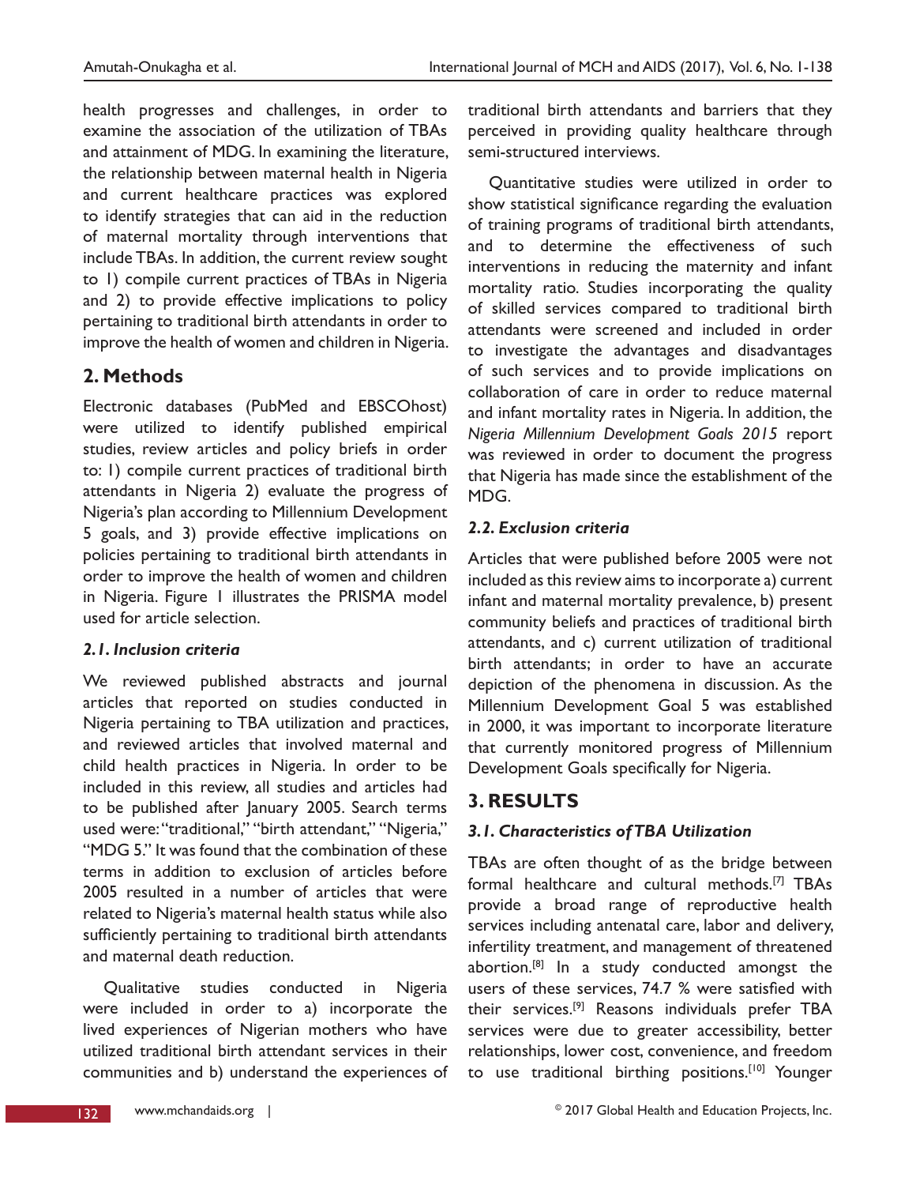health progresses and challenges, in order to examine the association of the utilization of TBAs and attainment of MDG. In examining the literature, the relationship between maternal health in Nigeria and current healthcare practices was explored to identify strategies that can aid in the reduction of maternal mortality through interventions that include TBAs. In addition, the current review sought to 1) compile current practices of TBAs in Nigeria and 2) to provide effective implications to policy pertaining to traditional birth attendants in order to improve the health of women and children in Nigeria.

## 2. Methods

Electronic databases (PubMed and EBSCOhost) were utilized to identify published empirical studies, review articles and policy briefs in order to: 1) compile current practices of traditional birth attendants in Nigeria 2) evaluate the progress of Nigeria's plan according to Millennium Development 5 goals, and 3) provide effective implications on policies pertaining to traditional birth attendants in order to improve the health of women and children in Nigeria. Figure 1 illustrates the PRISMA model used for article selection.

### *2.1. Inclusion criteria*

We reviewed published abstracts and journal articles that reported on studies conducted in Nigeria pertaining to TBA utilization and practices, and reviewed articles that involved maternal and child health practices in Nigeria. In order to be included in this review, all studies and articles had to be published after January 2005. Search terms used were: "traditional," "birth attendant," "Nigeria," "MDG 5." It was found that the combination of these terms in addition to exclusion of articles before 2005 resulted in a number of articles that were related to Nigeria's maternal health status while also sufficiently pertaining to traditional birth attendants and maternal death reduction.

Qualitative studies conducted in Nigeria were included in order to a) incorporate the lived experiences of Nigerian mothers who have utilized traditional birth attendant services in their communities and b) understand the experiences of traditional birth attendants and barriers that they perceived in providing quality healthcare through semi-structured interviews.

Quantitative studies were utilized in order to show statistical significance regarding the evaluation of training programs of traditional birth attendants, and to determine the effectiveness of such interventions in reducing the maternity and infant mortality ratio. Studies incorporating the quality of skilled services compared to traditional birth attendants were screened and included in order to investigate the advantages and disadvantages of such services and to provide implications on collaboration of care in order to reduce maternal and infant mortality rates in Nigeria. In addition, the *Nigeria Millennium Development Goals 2015* report was reviewed in order to document the progress that Nigeria has made since the establishment of the MDG.

### *2.2. Exclusion criteria*

Articles that were published before 2005 were not included as this review aims to incorporate a) current infant and maternal mortality prevalence, b) present community beliefs and practices of traditional birth attendants, and c) current utilization of traditional birth attendants; in order to have an accurate depiction of the phenomena in discussion. As the Millennium Development Goal 5 was established in 2000, it was important to incorporate literature that currently monitored progress of Millennium Development Goals specifically for Nigeria.

## 3. RESULTS

### *3.1. Characteristics of TBA Utilization*

TBAs are often thought of as the bridge between formal healthcare and cultural methods.[7] TBAs provide a broad range of reproductive health services including antenatal care, labor and delivery, infertility treatment, and management of threatened abortion.[8] In a study conducted amongst the users of these services, 74.7 % were satisfied with their services.[9] Reasons individuals prefer TBA services were due to greater accessibility, better relationships, lower cost, convenience, and freedom to use traditional birthing positions.[10] Younger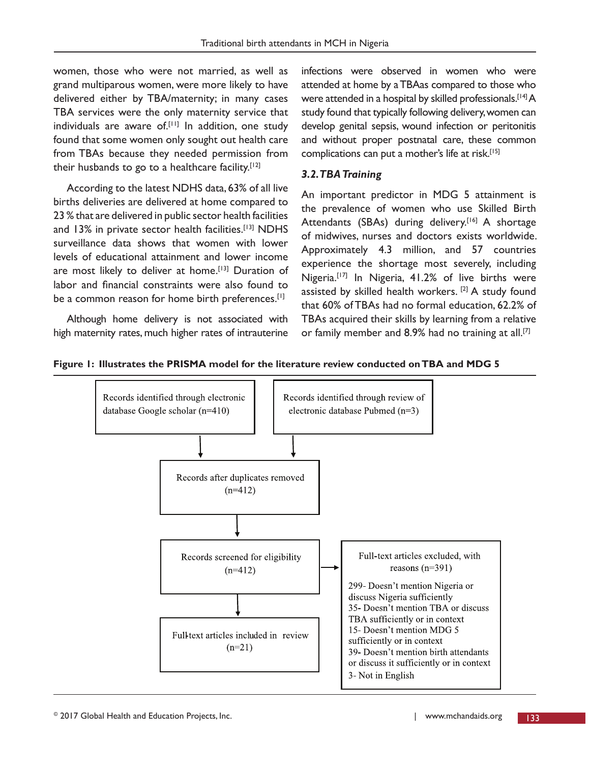women, those who were not married, as well as grand multiparous women, were more likely to have delivered either by TBA/maternity; in many cases TBA services were the only maternity service that individuals are aware of.[11] In addition, one study found that some women only sought out health care from TBAs because they needed permission from their husbands to go to a healthcare facility.[12]

According to the latest NDHS data, 63% of all live births deliveries are delivered at home compared to 23 % that are delivered in public sector health facilities and 13% in private sector health facilities.[13] NDHS surveillance data shows that women with lower levels of educational attainment and lower income are most likely to deliver at home.[13] Duration of labor and financial constraints were also found to be a common reason for home birth preferences.[1]

Although home delivery is not associated with high maternity rates, much higher rates of intrauterine infections were observed in women who were attended at home by a TBAas compared to those who were attended in a hospital by skilled professionals.[14] A study found that typically following delivery, women can develop genital sepsis, wound infection or peritonitis and without proper postnatal care, these common complications can put a mother's life at risk.[15]

### *3.2. TBA Training*

An important predictor in MDG 5 attainment is the prevalence of women who use Skilled Birth Attendants (SBAs) during delivery.[16] A shortage of midwives, nurses and doctors exists worldwide. Approximately 4.3 million, and 57 countries experience the shortage most severely, including Nigeria.[17] In Nigeria, 41.2% of live births were assisted by skilled health workers. [2] A study found that 60% of TBAs had no formal education, 62.2% of TBAs acquired their skills by learning from a relative or family member and 8.9% had no training at all.[7]

**Figure 1: Illustrates the PRISMA model for the literature review conducted on TBA and MDG 5**

Records identified through electronic database Google scholar (n=410)

Records identified through review of electronic database Pubmed (n=3)

Records after duplicates removed (n=412)

Records screened for eligibility (n=412)

Full-text articles excluded, with reasons (n=391)

299- Doesn't mention Nigeria or discuss Nigeria sufficiently
35- Doesn't mention TBA or discuss TBA sufficiently or in context
15- Doesn't mention MDG 5 sufficiently or in context
39- Doesn't mention birth attendants or discuss it sufficiently or in context
3- Not in English

Full-text articles included in review (n=21)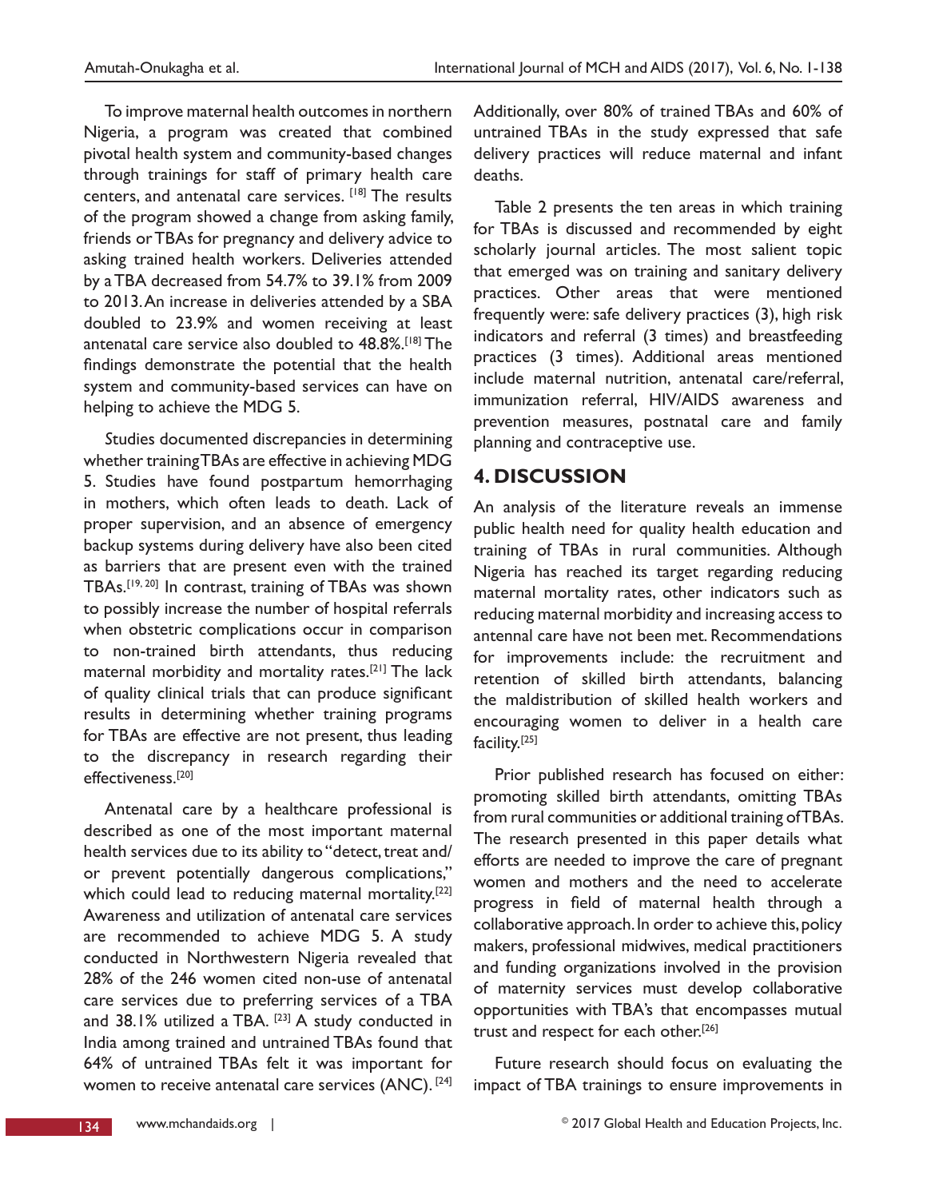To improve maternal health outcomes in northern Nigeria, a program was created that combined pivotal health system and community-based changes through trainings for staff of primary health care centers, and antenatal care services. [18] The results of the program showed a change from asking family, friends or TBAs for pregnancy and delivery advice to asking trained health workers. Deliveries attended by a TBA decreased from 54.7% to 39.1% from 2009 to 2013. An increase in deliveries attended by a SBA doubled to 23.9% and women receiving at least antenatal care service also doubled to 48.8%.[18] The findings demonstrate the potential that the health system and community-based services can have on helping to achieve the MDG 5.

Studies documented discrepancies in determining whether training TBAs are effective in achieving MDG 5. Studies have found postpartum hemorrhaging in mothers, which often leads to death. Lack of proper supervision, and an absence of emergency backup systems during delivery have also been cited as barriers that are present even with the trained TBAs.[19, 20] In contrast, training of TBAs was shown to possibly increase the number of hospital referrals when obstetric complications occur in comparison to non-trained birth attendants, thus reducing maternal morbidity and mortality rates.[21] The lack of quality clinical trials that can produce significant results in determining whether training programs for TBAs are effective are not present, thus leading to the discrepancy in research regarding their effectiveness.[20]

Antenatal care by a healthcare professional is described as one of the most important maternal health services due to its ability to "detect, treat and/or prevent potentially dangerous complications," which could lead to reducing maternal mortality.[22] Awareness and utilization of antenatal care services are recommended to achieve MDG 5. A study conducted in Northwestern Nigeria revealed that 28% of the 246 women cited non-use of antenatal care services due to preferring services of a TBA and 38.1% utilized a TBA. [23] A study conducted in India among trained and untrained TBAs found that 64% of untrained TBAs felt it was important for women to receive antenatal care services (ANC). [24] Additionally, over 80% of trained TBAs and 60% of untrained TBAs in the study expressed that safe delivery practices will reduce maternal and infant deaths.

Table 2 presents the ten areas in which training for TBAs is discussed and recommended by eight scholarly journal articles. The most salient topic that emerged was on training and sanitary delivery practices. Other areas that were mentioned frequently were: safe delivery practices (3), high risk indicators and referral (3 times) and breastfeeding practices (3 times). Additional areas mentioned include maternal nutrition, antenatal care/referral, immunization referral, HIV/AIDS awareness and prevention measures, postnatal care and family planning and contraceptive use.

## 4. DISCUSSION

An analysis of the literature reveals an immense public health need for quality health education and training of TBAs in rural communities. Although Nigeria has reached its target regarding reducing maternal mortality rates, other indicators such as reducing maternal morbidity and increasing access to antennal care have not been met. Recommendations for improvements include: the recruitment and retention of skilled birth attendants, balancing the maldistribution of skilled health workers and encouraging women to deliver in a health care facility.[25]

Prior published research has focused on either: promoting skilled birth attendants, omitting TBAs from rural communities or additional training of TBAs. The research presented in this paper details what efforts are needed to improve the care of pregnant women and mothers and the need to accelerate progress in field of maternal health through a collaborative approach. In order to achieve this, policy makers, professional midwives, medical practitioners and funding organizations involved in the provision of maternity services must develop collaborative opportunities with TBA's that encompasses mutual trust and respect for each other.[26]

Future research should focus on evaluating the impact of TBA trainings to ensure improvements in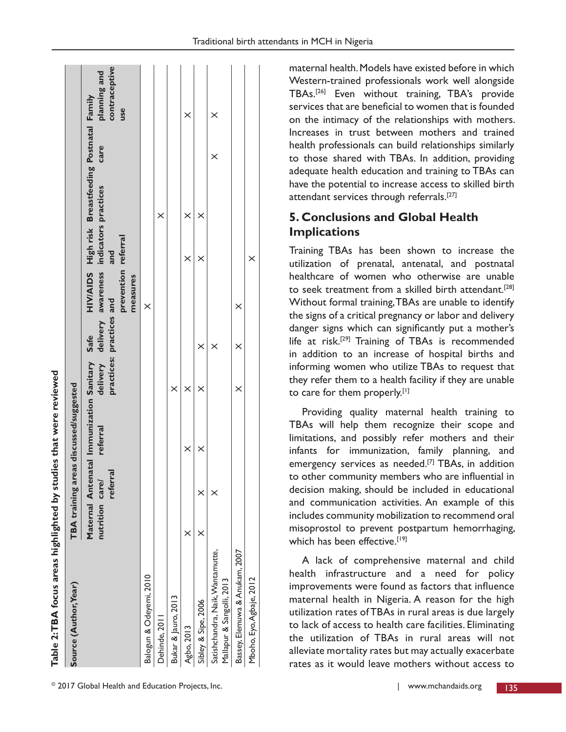**Table 2: TBA focus areas highlighted by studies that were reviewed**

| Source (Author, Year) | TBA training areas discussed/suggested | | | | | | | | | |
|---|---|---|---|---|---|---|---|---|---|---|
| | Maternal nutrition | Antenatal care/ referral | Immunization referral | Sanitary delivery practices: | Safe delivery practices | HIV/AIDS awareness and prevention measures | High risk indicators and referral | Breastfeeding practices | Postnatal care | Family planning and contraceptive use |
| Balogun & Odeyemi, 2010 | | | | | | X | | | | |
| Dehinde, 2011 | | | | | | | | X | | |
| Bukar & Jauro, 2013 | | | | X | | | | | | |
| Agbo, 2013 | X | | X | X | | | X | X | | X |
| Sibley & Sipe, 2006 | X | X | X | X | X | | X | X | | |
| Satishchandra, Naik, Wantamutte, Mallapur & Sangolli, 2013 | | X | | | X | | | | X | X |
| Bassey, Elemuwa & Anukam, 2007 | | | | X | X | X | | | | |
| Mboho, Eyo, Agbaje, 2012 | | | | | | | X | | | |

maternal health. Models have existed before in which Western-trained professionals work well alongside TBAs.[26] Even without training, TBA's provide services that are beneficial to women that is founded on the intimacy of the relationships with mothers. Increases in trust between mothers and trained health professionals can build relationships similarly to those shared with TBAs. In addition, providing adequate health education and training to TBAs can have the potential to increase access to skilled birth attendant services through referrals.[27]

## 5. Conclusions and Global Health Implications

Training TBAs has been shown to increase the utilization of prenatal, antenatal, and postnatal healthcare of women who otherwise are unable to seek treatment from a skilled birth attendant.[28] Without formal training, TBAs are unable to identify the signs of a critical pregnancy or labor and delivery danger signs which can significantly put a mother's life at risk.[29] Training of TBAs is recommended in addition to an increase of hospital births and informing women who utilize TBAs to request that they refer them to a health facility if they are unable to care for them properly.[1]

Providing quality maternal health training to TBAs will help them recognize their scope and limitations, and possibly refer mothers and their infants for immunization, family planning, and emergency services as needed.[7] TBAs, in addition to other community members who are influential in decision making, should be included in educational and communication activities. An example of this includes community mobilization to recommend oral misoprostol to prevent postpartum hemorrhaging, which has been effective.[19]

A lack of comprehensive maternal and child health infrastructure and a need for policy improvements were found as factors that influence maternal health in Nigeria. A reason for the high utilization rates of TBAs in rural areas is due largely to lack of access to health care facilities. Eliminating the utilization of TBAs in rural areas will not alleviate mortality rates but may actually exacerbate rates as it would leave mothers without access to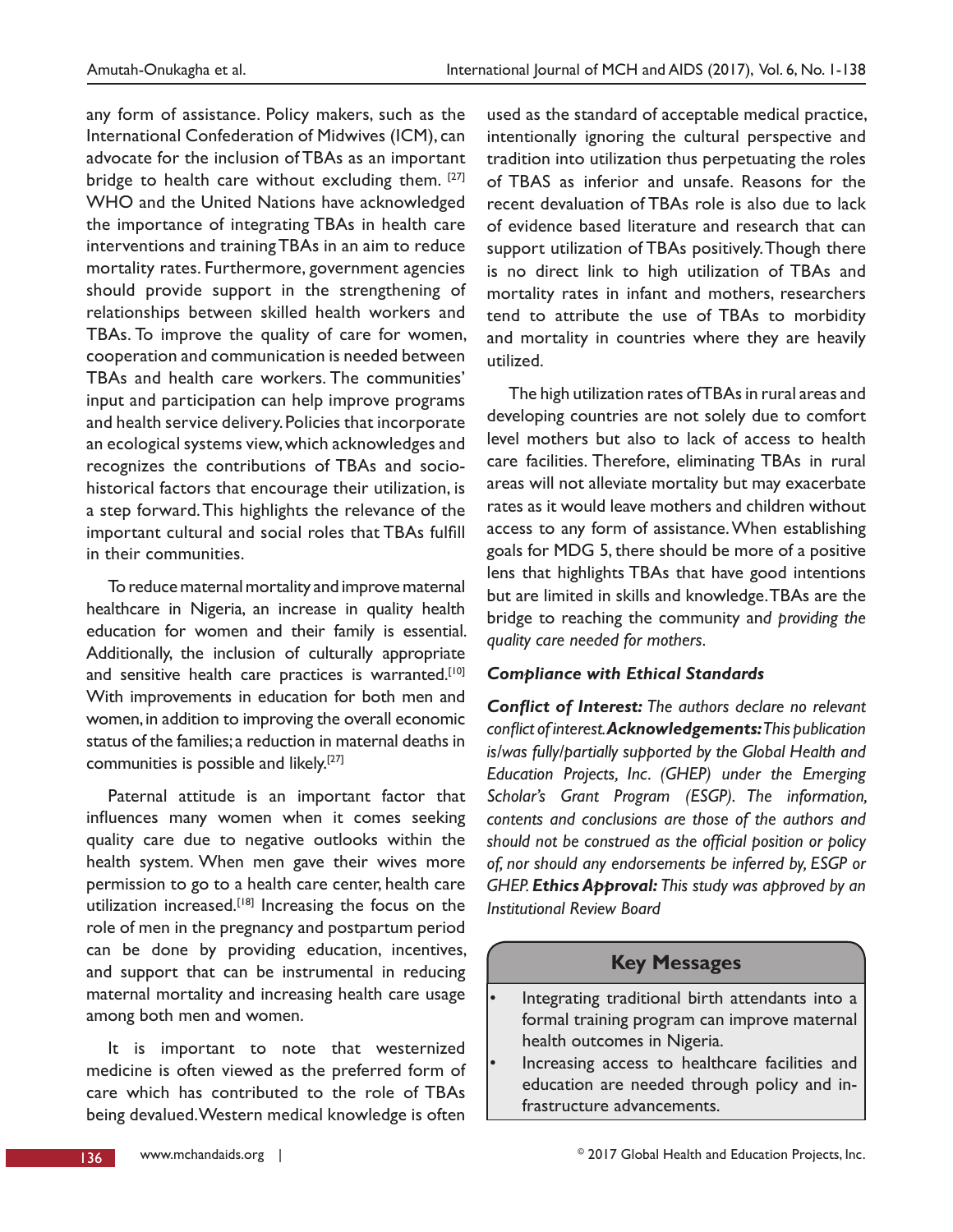any form of assistance. Policy makers, such as the International Confederation of Midwives (ICM), can advocate for the inclusion of TBAs as an important bridge to health care without excluding them. [27] WHO and the United Nations have acknowledged the importance of integrating TBAs in health care interventions and training TBAs in an aim to reduce mortality rates. Furthermore, government agencies should provide support in the strengthening of relationships between skilled health workers and TBAs. To improve the quality of care for women, cooperation and communication is needed between TBAs and health care workers. The communities' input and participation can help improve programs and health service delivery. Policies that incorporate an ecological systems view, which acknowledges and recognizes the contributions of TBAs and socio-historical factors that encourage their utilization, is a step forward. This highlights the relevance of the important cultural and social roles that TBAs fulfill in their communities.

To reduce maternal mortality and improve maternal healthcare in Nigeria, an increase in quality health education for women and their family is essential. Additionally, the inclusion of culturally appropriate and sensitive health care practices is warranted.[10] With improvements in education for both men and women, in addition to improving the overall economic status of the families; a reduction in maternal deaths in communities is possible and likely.[27]

Paternal attitude is an important factor that influences many women when it comes seeking quality care due to negative outlooks within the health system. When men gave their wives more permission to go to a health care center, health care utilization increased.[18] Increasing the focus on the role of men in the pregnancy and postpartum period can be done by providing education, incentives, and support that can be instrumental in reducing maternal mortality and increasing health care usage among both men and women.

It is important to note that westernized medicine is often viewed as the preferred form of care which has contributed to the role of TBAs being devalued. Western medical knowledge is often used as the standard of acceptable medical practice, intentionally ignoring the cultural perspective and tradition into utilization thus perpetuating the roles of TBAS as inferior and unsafe. Reasons for the recent devaluation of TBAs role is also due to lack of evidence based literature and research that can support utilization of TBAs positively. Though there is no direct link to high utilization of TBAs and mortality rates in infant and mothers, researchers tend to attribute the use of TBAs to morbidity and mortality in countries where they are heavily utilized.

The high utilization rates of TBAs in rural areas and developing countries are not solely due to comfort level mothers but also to lack of access to health care facilities. Therefore, eliminating TBAs in rural areas will not alleviate mortality but may exacerbate rates as it would leave mothers and children without access to any form of assistance. When establishing goals for MDG 5, there should be more of a positive lens that highlights TBAs that have good intentions but are limited in skills and knowledge. TBAs are the bridge to reaching the community and *providing the quality care needed for mothers.*

### *Compliance with Ethical Standards*

***Conflict of Interest:*** *The authors declare no relevant conflict of interest.* ***Acknowledgements:*** *This publication is/was fully/partially supported by the Global Health and Education Projects, Inc. (GHEP) under the Emerging Scholar's Grant Program (ESGP). The information, contents and conclusions are those of the authors and should not be construed as the official position or policy of, nor should any endorsements be inferred by, ESGP or GHEP.* ***Ethics Approval:*** *This study was approved by an Institutional Review Board*

### Key Messages

- Integrating traditional birth attendants into a formal training program can improve maternal health outcomes in Nigeria.
- Increasing access to healthcare facilities and education are needed through policy and infrastructure advancements.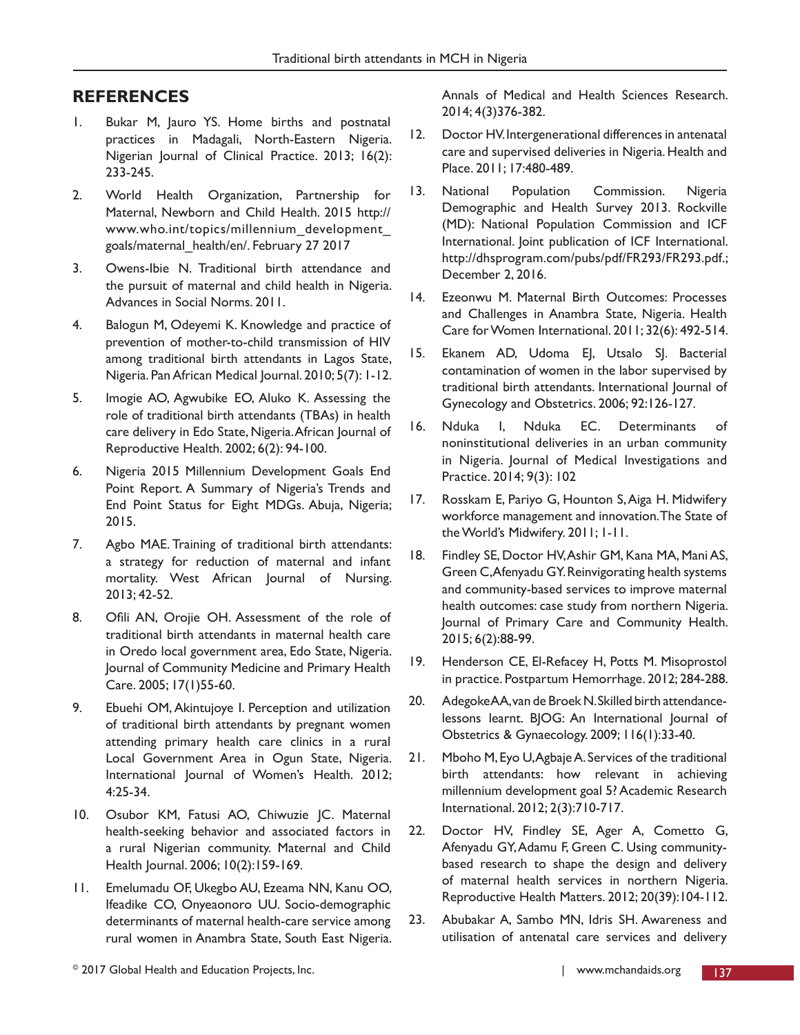## REFERENCES

1. Bukar M, Jauro YS. Home births and postnatal practices in Madagali, North-Eastern Nigeria. Nigerian Journal of Clinical Practice. 2013; 16(2): 233-245.
2. World Health Organization, Partnership for Maternal, Newborn and Child Health. 2015 http://www.who.int/topics/millennium_development_goals/maternal_health/en/. February 27 2017
3. Owens-Ibie N. Traditional birth attendance and the pursuit of maternal and child health in Nigeria. Advances in Social Norms. 2011.
4. Balogun M, Odeyemi K. Knowledge and practice of prevention of mother-to-child transmission of HIV among traditional birth attendants in Lagos State, Nigeria. Pan African Medical Journal. 2010; 5(7): 1-12.
5. Imogie AO, Agwubike EO, Aluko K. Assessing the role of traditional birth attendants (TBAs) in health care delivery in Edo State, Nigeria. African Journal of Reproductive Health. 2002; 6(2): 94-100.
6. Nigeria 2015 Millennium Development Goals End Point Report. A Summary of Nigeria's Trends and End Point Status for Eight MDGs. Abuja, Nigeria; 2015.
7. Agbo MAE. Training of traditional birth attendants: a strategy for reduction of maternal and infant mortality. West African Journal of Nursing. 2013; 42-52.
8. Ofili AN, Orojie OH. Assessment of the role of traditional birth attendants in maternal health care in Oredo local government area, Edo State, Nigeria. Journal of Community Medicine and Primary Health Care. 2005; 17(1)55-60.
9. Ebuehi OM, Akintujoye I. Perception and utilization of traditional birth attendants by pregnant women attending primary health care clinics in a rural Local Government Area in Ogun State, Nigeria. International Journal of Women's Health. 2012; 4:25-34.
10. Osubor KM, Fatusi AO, Chiwuzie JC. Maternal health-seeking behavior and associated factors in a rural Nigerian community. Maternal and Child Health Journal. 2006; 10(2):159-169.
11. Emelumadu OF, Ukegbo AU, Ezeama NN, Kanu OO, Ifeadike CO, Onyeaonoro UU. Socio-demographic determinants of maternal health-care service among rural women in Anambra State, South East Nigeria. Annals of Medical and Health Sciences Research. 2014; 4(3)376-382.
12. Doctor HV. Intergenerational differences in antenatal care and supervised deliveries in Nigeria. Health and Place. 2011; 17:480-489.
13. National Population Commission. Nigeria Demographic and Health Survey 2013. Rockville (MD): National Population Commission and ICF International. Joint publication of ICF International. http://dhsprogram.com/pubs/pdf/FR293/FR293.pdf.; December 2, 2016.
14. Ezeonwu M. Maternal Birth Outcomes: Processes and Challenges in Anambra State, Nigeria. Health Care for Women International. 2011; 32(6): 492-514.
15. Ekanem AD, Udoma EJ, Utsalo SJ. Bacterial contamination of women in the labor supervised by traditional birth attendants. International Journal of Gynecology and Obstetrics. 2006; 92:126-127.
16. Nduka I, Nduka EC. Determinants of noninstitutional deliveries in an urban community in Nigeria. Journal of Medical Investigations and Practice. 2014; 9(3): 102
17. Rosskam E, Pariyo G, Hounton S, Aiga H. Midwifery workforce management and innovation. The State of the World's Midwifery. 2011; 1-11.
18. Findley SE, Doctor HV, Ashir GM, Kana MA, Mani AS, Green C, Afenyadu GY. Reinvigorating health systems and community-based services to improve maternal health outcomes: case study from northern Nigeria. Journal of Primary Care and Community Health. 2015; 6(2):88-99.
19. Henderson CE, El-Refacey H, Potts M. Misoprostol in practice. Postpartum Hemorrhage. 2012; 284-288.
20. Adegoke AA, van de Broek N. Skilled birth attendance-lessons learnt. BJOG: An International Journal of Obstetrics & Gynaecology. 2009; 116(1):33-40.
21. Mboho M, Eyo U, Agbaje A. Services of the traditional birth attendants: how relevant in achieving millennium development goal 5? Academic Research International. 2012; 2(3):710-717.
22. Doctor HV, Findley SE, Ager A, Cometto G, Afenyadu GY, Adamu F, Green C. Using community-based research to shape the design and delivery of maternal health services in northern Nigeria. Reproductive Health Matters. 2012; 20(39):104-112.
23. Abubakar A, Sambo MN, Idris SH. Awareness and utilisation of antenatal care services and delivery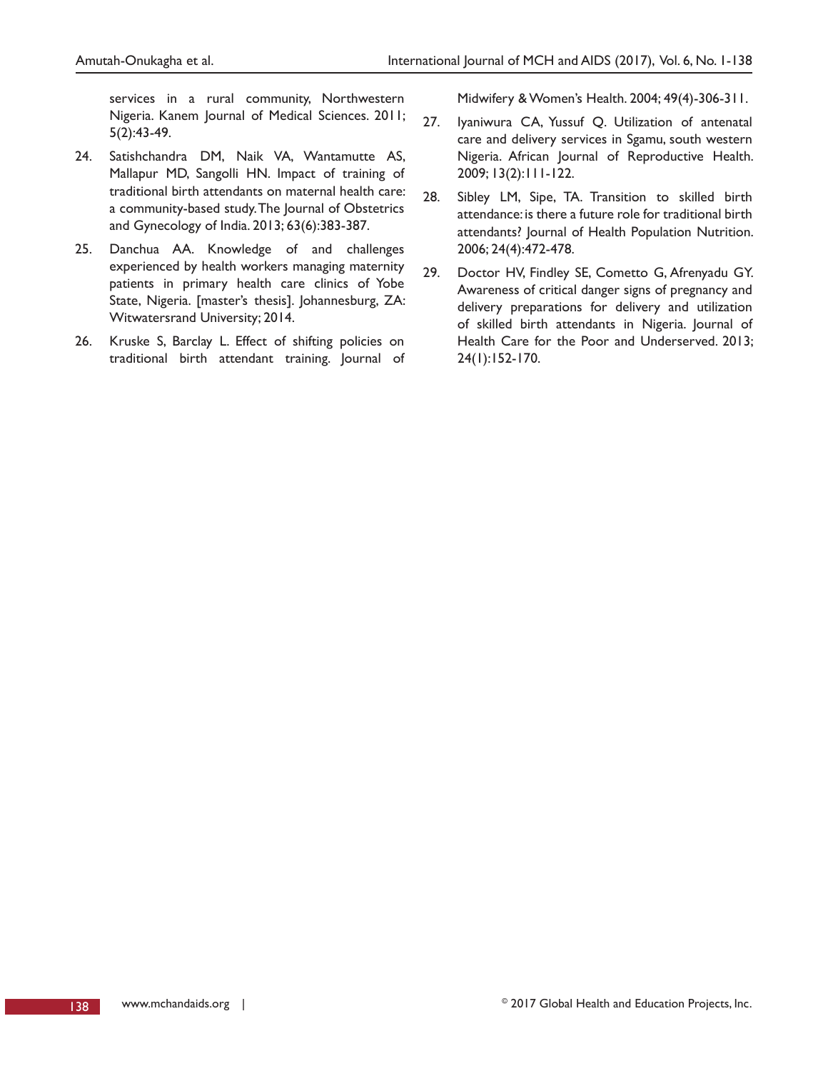services in a rural community, Northwestern Nigeria. Kanem Journal of Medical Sciences. 2011; 5(2):43-49.

24. Satishchandra DM, Naik VA, Wantamutte AS, Mallapur MD, Sangolli HN. Impact of training of traditional birth attendants on maternal health care: a community-based study. The Journal of Obstetrics and Gynecology of India. 2013; 63(6):383-387.

25. Danchua AA. Knowledge of and challenges experienced by health workers managing maternity patients in primary health care clinics of Yobe State, Nigeria. [master's thesis]. Johannesburg, ZA: Witwatersrand University; 2014.

26. Kruske S, Barclay L. Effect of shifting policies on traditional birth attendant training. Journal of Midwifery & Women's Health. 2004; 49(4)-306-311.

27. Iyaniwura CA, Yussuf Q. Utilization of antenatal care and delivery services in Sgamu, south western Nigeria. African Journal of Reproductive Health. 2009; 13(2):111-122.

28. Sibley LM, Sipe, TA. Transition to skilled birth attendance: is there a future role for traditional birth attendants? Journal of Health Population Nutrition. 2006; 24(4):472-478.

29. Doctor HV, Findley SE, Cometto G, Afrenyadu GY. Awareness of critical danger signs of pregnancy and delivery preparations for delivery and utilization of skilled birth attendants in Nigeria. Journal of Health Care for the Poor and Underserved. 2013; 24(1):152-170.